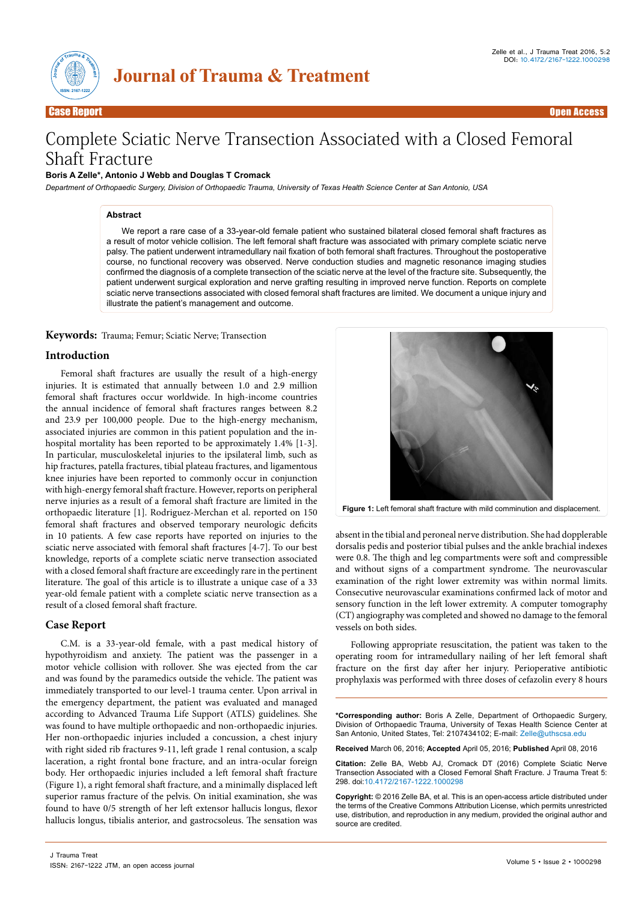Case Report — Open Access

# Complete Sciatic Nerve Transection Associated with a Closed Femoral Shaft Fracture

**Boris A Zelle\*, Antonio J Webb and Douglas T Cromack**

*Department of Orthopaedic Surgery, Division of Orthopaedic Trauma, University of Texas Health Science Center at San Antonio, USA*

## Abstract

We report a rare case of a 33-year-old female patient who sustained bilateral closed femoral shaft fractures as a result of motor vehicle collision. The left femoral shaft fracture was associated with primary complete sciatic nerve palsy. The patient underwent intramedullary nail fixation of both femoral shaft fractures. Throughout the postoperative course, no functional recovery was observed. Nerve conduction studies and magnetic resonance imaging studies confirmed the diagnosis of a complete transection of the sciatic nerve at the level of the fracture site. Subsequently, the patient underwent surgical exploration and nerve grafting resulting in improved nerve function. Reports on complete sciatic nerve transections associated with closed femoral shaft fractures are limited. We document a unique injury and illustrate the patient's management and outcome.

**Keywords:** Trauma; Femur; Sciatic Nerve; Transection

## Introduction

Femoral shaft fractures are usually the result of a high-energy injuries. It is estimated that annually between 1.0 and 2.9 million femoral shaft fractures occur worldwide. In high-income countries the annual incidence of femoral shaft fractures ranges between 8.2 and 23.9 per 100,000 people. Due to the high-energy mechanism, associated injuries are common in this patient population and the in-hospital mortality has been reported to be approximately 1.4% [1-3]. In particular, musculoskeletal injuries to the ipsilateral limb, such as hip fractures, patella fractures, tibial plateau fractures, and ligamentous knee injuries have been reported to commonly occur in conjunction with high-energy femoral shaft fracture. However, reports on peripheral nerve injuries as a result of a femoral shaft fracture are limited in the orthopaedic literature [1]. Rodriguez-Merchan et al. reported on 150 femoral shaft fractures and observed temporary neurologic deficits in 10 patients. A few case reports have reported on injuries to the sciatic nerve associated with femoral shaft fractures [4-7]. To our best knowledge, reports of a complete sciatic nerve transection associated with a closed femoral shaft fracture are exceedingly rare in the pertinent literature. The goal of this article is to illustrate a unique case of a 33 year-old female patient with a complete sciatic nerve transection as a result of a closed femoral shaft fracture.

## Case Report

C.M. is a 33-year-old female, with a past medical history of hypothyroidism and anxiety. The patient was the passenger in a motor vehicle collision with rollover. She was ejected from the car and was found by the paramedics outside the vehicle. The patient was immediately transported to our level-1 trauma center. Upon arrival in the emergency department, the patient was evaluated and managed according to Advanced Trauma Life Support (ATLS) guidelines. She was found to have multiple orthopaedic and non-orthopaedic injuries. Her non-orthopaedic injuries included a concussion, a chest injury with right sided rib fractures 9-11, left grade 1 renal contusion, a scalp laceration, a right frontal bone fracture, and an intra-ocular foreign body. Her orthopaedic injuries included a left femoral shaft fracture (Figure 1), a right femoral shaft fracture, and a minimally displaced left superior ramus fracture of the pelvis. On initial examination, she was found to have 0/5 strength of her left extensor hallucis longus, flexor hallucis longus, tibialis anterior, and gastrocsoleus. The sensation was absent in the tibial and peroneal nerve distribution. She had dopplerable dorsalis pedis and posterior tibial pulses and the ankle brachial indexes were 0.8. The thigh and leg compartments were soft and compressible and without signs of a compartment syndrome. The neurovascular examination of the right lower extremity was within normal limits. Consecutive neurovascular examinations confirmed lack of motor and sensory function in the left lower extremity. A computer tomography (CT) angiography was completed and showed no damage to the femoral vessels on both sides.

**Figure 1:** Left femoral shaft fracture with mild comminution and displacement.

Following appropriate resuscitation, the patient was taken to the operating room for intramedullary nailing of her left femoral shaft fracture on the first day after her injury. Perioperative antibiotic prophylaxis was performed with three doses of cefazolin every 8 hours

---

**\*Corresponding author:** Boris A Zelle, Department of Orthopaedic Surgery, Division of Orthopaedic Trauma, University of Texas Health Science Center at San Antonio, United States, Tel: 2107434102; E-mail: Zelle@uthscsa.edu

**Received** March 06, 2016; **Accepted** April 05, 2016; **Published** April 08, 2016

**Citation:** Zelle BA, Webb AJ, Cromack DT (2016) Complete Sciatic Nerve Transection Associated with a Closed Femoral Shaft Fracture. J Trauma Treat 5: 298. doi:10.4172/2167-1222.1000298

**Copyright:** © 2016 Zelle BA, et al. This is an open-access article distributed under the terms of the Creative Commons Attribution License, which permits unrestricted use, distribution, and reproduction in any medium, provided the original author and source are credited.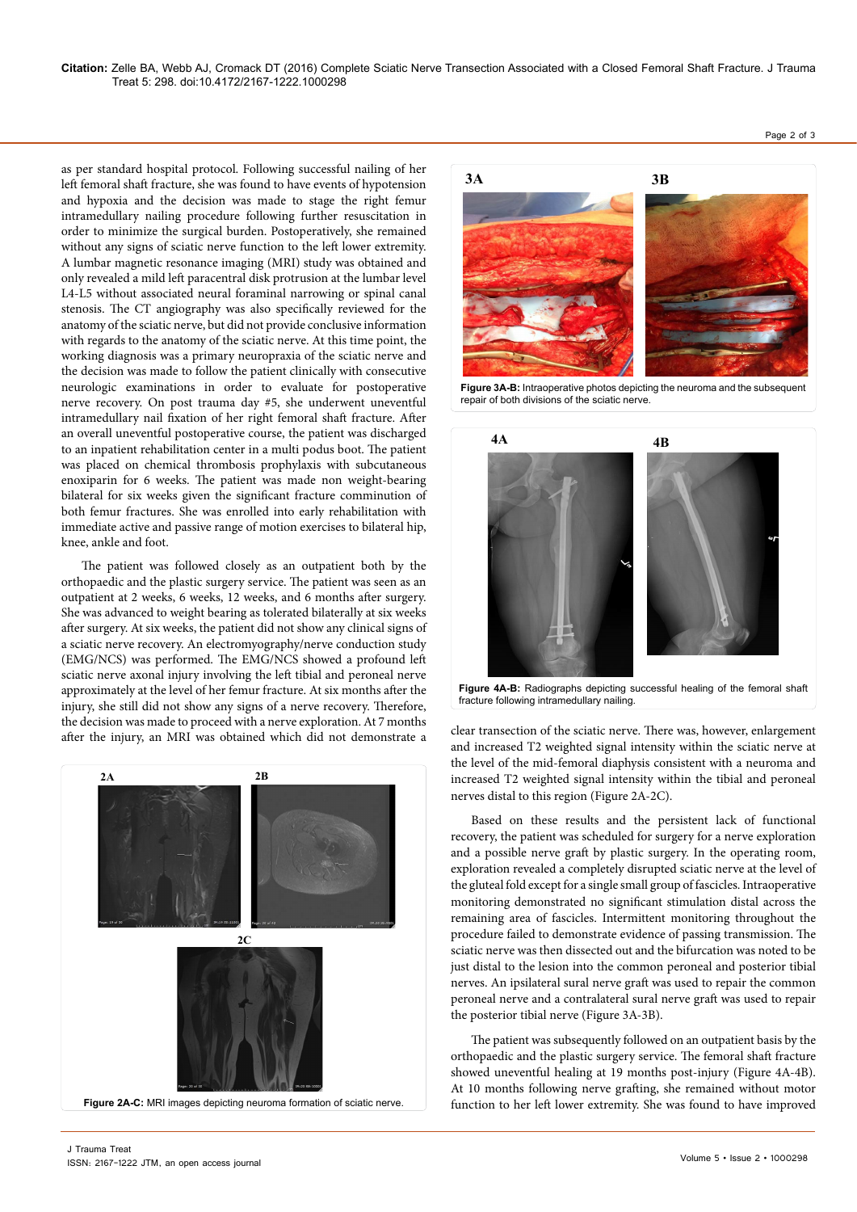as per standard hospital protocol. Following successful nailing of her left femoral shaft fracture, she was found to have events of hypotension and hypoxia and the decision was made to stage the right femur intramedullary nailing procedure following further resuscitation in order to minimize the surgical burden. Postoperatively, she remained without any signs of sciatic nerve function to the left lower extremity. A lumbar magnetic resonance imaging (MRI) study was obtained and only revealed a mild left paracentral disk protrusion at the lumbar level L4-L5 without associated neural foraminal narrowing or spinal canal stenosis. The CT angiography was also specifically reviewed for the anatomy of the sciatic nerve, but did not provide conclusive information with regards to the anatomy of the sciatic nerve. At this time point, the working diagnosis was a primary neuropraxia of the sciatic nerve and the decision was made to follow the patient clinically with consecutive neurologic examinations in order to evaluate for postoperative nerve recovery. On post trauma day #5, she underwent uneventful intramedullary nail fixation of her right femoral shaft fracture. After an overall uneventful postoperative course, the patient was discharged to an inpatient rehabilitation center in a multi podus boot. The patient was placed on chemical thrombosis prophylaxis with subcutaneous enoxiparin for 6 weeks. The patient was made non weight-bearing bilateral for six weeks given the significant fracture comminution of both femur fractures. She was enrolled into early rehabilitation with immediate active and passive range of motion exercises to bilateral hip, knee, ankle and foot.

The patient was followed closely as an outpatient both by the orthopaedic and the plastic surgery service. The patient was seen as an outpatient at 2 weeks, 6 weeks, 12 weeks, and 6 months after surgery. She was advanced to weight bearing as tolerated bilaterally at six weeks after surgery. At six weeks, the patient did not show any clinical signs of a sciatic nerve recovery. An electromyography/nerve conduction study (EMG/NCS) was performed. The EMG/NCS showed a profound left sciatic nerve axonal injury involving the left tibial and peroneal nerve approximately at the level of her femur fracture. At six months after the injury, she still did not show any signs of a nerve recovery. Therefore, the decision was made to proceed with a nerve exploration. At 7 months after the injury, an MRI was obtained which did not demonstrate a clear transection of the sciatic nerve. There was, however, enlargement and increased T2 weighted signal intensity within the sciatic nerve at the level of the mid-femoral diaphysis consistent with a neuroma and increased T2 weighted signal intensity within the tibial and peroneal nerves distal to this region (Figure 2A-2C).

**Figure 2A-C:** MRI images depicting neuroma formation of sciatic nerve.

Based on these results and the persistent lack of functional recovery, the patient was scheduled for surgery for a nerve exploration and a possible nerve graft by plastic surgery. In the operating room, exploration revealed a completely disrupted sciatic nerve at the level of the gluteal fold except for a single small group of fascicles. Intraoperative monitoring demonstrated no significant stimulation distal across the remaining area of fascicles. Intermittent monitoring throughout the procedure failed to demonstrate evidence of passing transmission. The sciatic nerve was then dissected out and the bifurcation was noted to be just distal to the lesion into the common peroneal and posterior tibial nerves. An ipsilateral sural nerve graft was used to repair the common peroneal nerve and a contralateral sural nerve graft was used to repair the posterior tibial nerve (Figure 3A-3B).

**Figure 3A-B:** Intraoperative photos depicting the neuroma and the subsequent repair of both divisions of the sciatic nerve.

The patient was subsequently followed on an outpatient basis by the orthopaedic and the plastic surgery service. The femoral shaft fracture showed uneventful healing at 19 months post-injury (Figure 4A-4B). At 10 months following nerve grafting, she remained without motor function to her left lower extremity. She was found to have improved

**Figure 4A-B:** Radiographs depicting successful healing of the femoral shaft fracture following intramedullary nailing.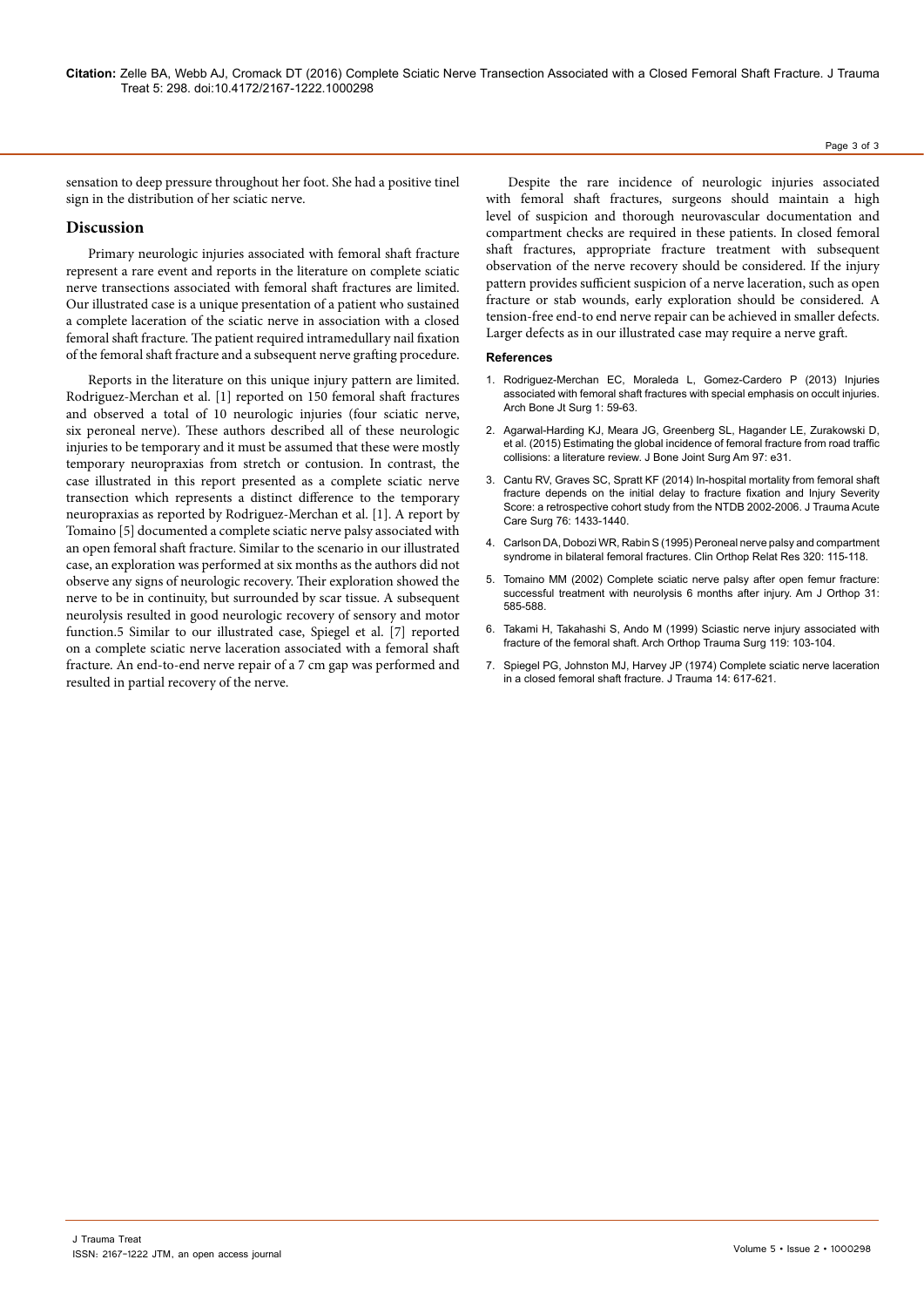sensation to deep pressure throughout her foot. She had a positive tinel sign in the distribution of her sciatic nerve.

## Discussion

Primary neurologic injuries associated with femoral shaft fracture represent a rare event and reports in the literature on complete sciatic nerve transections associated with femoral shaft fractures are limited. Our illustrated case is a unique presentation of a patient who sustained a complete laceration of the sciatic nerve in association with a closed femoral shaft fracture. The patient required intramedullary nail fixation of the femoral shaft fracture and a subsequent nerve grafting procedure.

Reports in the literature on this unique injury pattern are limited. Rodriguez-Merchan et al. [1] reported on 150 femoral shaft fractures and observed a total of 10 neurologic injuries (four sciatic nerve, six peroneal nerve). These authors described all of these neurologic injuries to be temporary and it must be assumed that these were mostly temporary neuropraxias from stretch or contusion. In contrast, the case illustrated in this report presented as a complete sciatic nerve transection which represents a distinct difference to the temporary neuropraxias as reported by Rodriguez-Merchan et al. [1]. A report by Tomaino [5] documented a complete sciatic nerve palsy associated with an open femoral shaft fracture. Similar to the scenario in our illustrated case, an exploration was performed at six months as the authors did not observe any signs of neurologic recovery. Their exploration showed the nerve to be in continuity, but surrounded by scar tissue. A subsequent neurolysis resulted in good neurologic recovery of sensory and motor function.5 Similar to our illustrated case, Spiegel et al. [7] reported on a complete sciatic nerve laceration associated with a femoral shaft fracture. An end-to-end nerve repair of a 7 cm gap was performed and resulted in partial recovery of the nerve.

Despite the rare incidence of neurologic injuries associated with femoral shaft fractures, surgeons should maintain a high level of suspicion and thorough neurovascular documentation and compartment checks are required in these patients. In closed femoral shaft fractures, appropriate fracture treatment with subsequent observation of the nerve recovery should be considered. If the injury pattern provides sufficient suspicion of a nerve laceration, such as open fracture or stab wounds, early exploration should be considered. A tension-free end-to end nerve repair can be achieved in smaller defects. Larger defects as in our illustrated case may require a nerve graft.

### References

1. Rodriguez-Merchan EC, Moraleda L, Gomez-Cardero P (2013) Injuries associated with femoral shaft fractures with special emphasis on occult injuries. Arch Bone Jt Surg 1: 59-63.
2. Agarwal-Harding KJ, Meara JG, Greenberg SL, Hagander LE, Zurakowski D, et al. (2015) Estimating the global incidence of femoral fracture from road traffic collisions: a literature review. J Bone Joint Surg Am 97: e31.
3. Cantu RV, Graves SC, Spratt KF (2014) In-hospital mortality from femoral shaft fracture depends on the initial delay to fracture fixation and Injury Severity Score: a retrospective cohort study from the NTDB 2002-2006. J Trauma Acute Care Surg 76: 1433-1440.
4. Carlson DA, Dobozi WR, Rabin S (1995) Peroneal nerve palsy and compartment syndrome in bilateral femoral fractures. Clin Orthop Relat Res 320: 115-118.
5. Tomaino MM (2002) Complete sciatic nerve palsy after open femur fracture: successful treatment with neurolysis 6 months after injury. Am J Orthop 31: 585-588.
6. Takami H, Takahashi S, Ando M (1999) Sciastic nerve injury associated with fracture of the femoral shaft. Arch Orthop Trauma Surg 119: 103-104.
7. Spiegel PG, Johnston MJ, Harvey JP (1974) Complete sciatic nerve laceration in a closed femoral shaft fracture. J Trauma 14: 617-621.